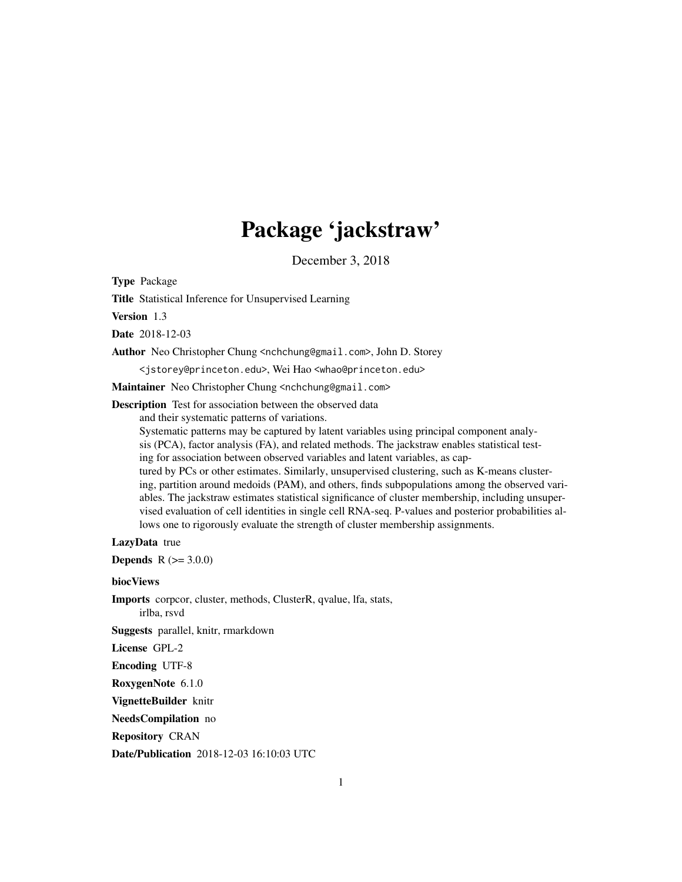# Package 'jackstraw'

December 3, 2018

**Type** Package

**Title** Statistical Inference for Unsupervised Learning

**Version** 1.3

**Date** 2018-12-03

**Author** Neo Christopher Chung <nchchung@gmail.com>, John D. Storey <jstorey@princeton.edu>, Wei Hao <whao@princeton.edu>

**Maintainer** Neo Christopher Chung <nchchung@gmail.com>

**Description** Test for association between the observed data and their systematic patterns of variations.
Systematic patterns may be captured by latent variables using principal component analysis (PCA), factor analysis (FA), and related methods. The jackstraw enables statistical testing for association between observed variables and latent variables, as captured by PCs or other estimates. Similarly, unsupervised clustering, such as K-means clustering, partition around medoids (PAM), and others, finds subpopulations among the observed variables. The jackstraw estimates statistical significance of cluster membership, including unsupervised evaluation of cell identities in single cell RNA-seq. P-values and posterior probabilities allows one to rigorously evaluate the strength of cluster membership assignments.

**LazyData** true

**Depends** R (>= 3.0.0)

**biocViews**

**Imports** corpcor, cluster, methods, ClusterR, qvalue, lfa, stats, irlba, rsvd

**Suggests** parallel, knitr, rmarkdown

**License** GPL-2

**Encoding** UTF-8

**RoxygenNote** 6.1.0

**VignetteBuilder** knitr

**NeedsCompilation** no

**Repository** CRAN

**Date/Publication** 2018-12-03 16:10:03 UTC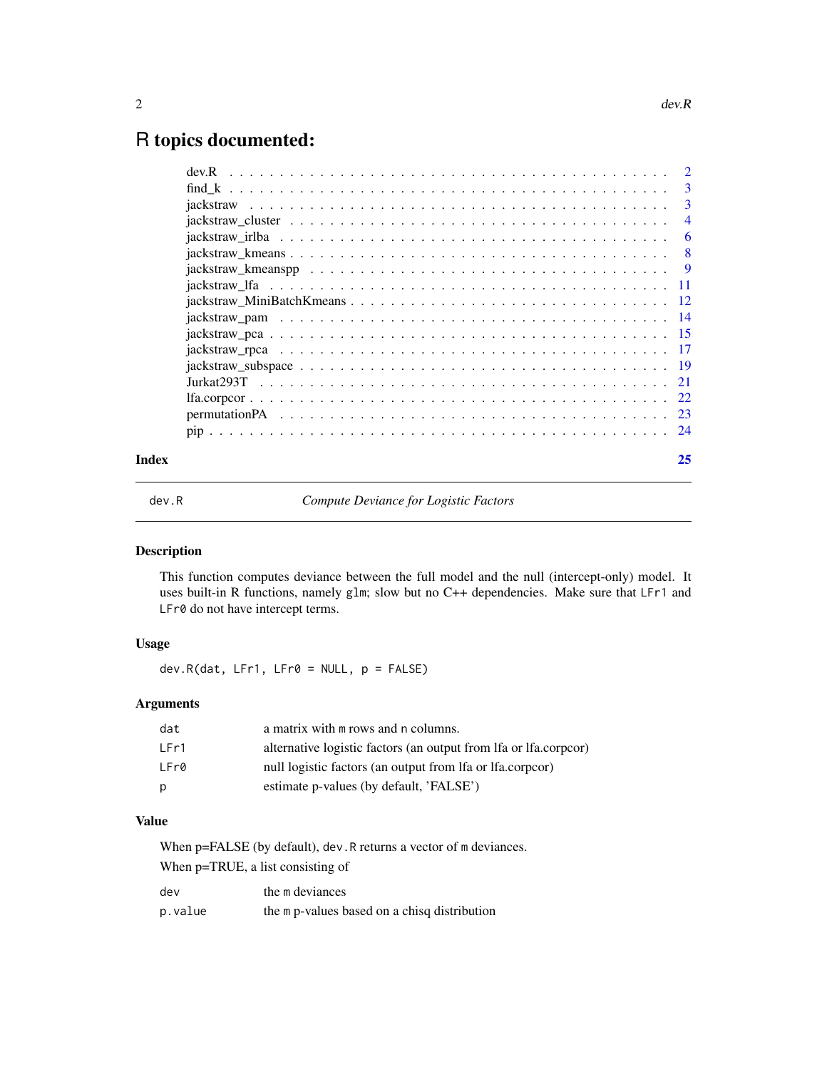# R topics documented:

| | |
|---|---|
| dev.R | 2 |
| find_k | 3 |
| jackstraw | 3 |
| jackstraw_cluster | 4 |
| jackstraw_irlba | 6 |
| jackstraw_kmeans | 8 |
| jackstraw_kmeanspp | 9 |
| jackstraw_lfa | 11 |
| jackstraw_MiniBatchKmeans | 12 |
| jackstraw_pam | 14 |
| jackstraw_pca | 15 |
| jackstraw_rpca | 17 |
| jackstraw_subspace | 19 |
| Jurkat293T | 21 |
| lfa.corpcor | 22 |
| permutationPA | 23 |
| pip | 24 |

**Index** **25**

---

`dev.R` *Compute Deviance for Logistic Factors*

---

### Description

This function computes deviance between the full model and the null (intercept-only) model. It uses built-in R functions, namely `glm`; slow but no C++ dependencies. Make sure that `LFr1` and `LFr0` do not have intercept terms.

### Usage

```
dev.R(dat, LFr1, LFr0 = NULL, p = FALSE)
```

### Arguments

| | |
|---|---|
| `dat` | a matrix with `m` rows and `n` columns. |
| `LFr1` | alternative logistic factors (an output from lfa or lfa.corpcor) |
| `LFr0` | null logistic factors (an output from lfa or lfa.corpcor) |
| `p` | estimate p-values (by default, 'FALSE') |

### Value

When p=FALSE (by default), `dev.R` returns a vector of `m` deviances.

When p=TRUE, a list consisting of

| | |
|---|---|
| `dev` | the `m` deviances |
| `p.value` | the `m` p-values based on a chisq distribution |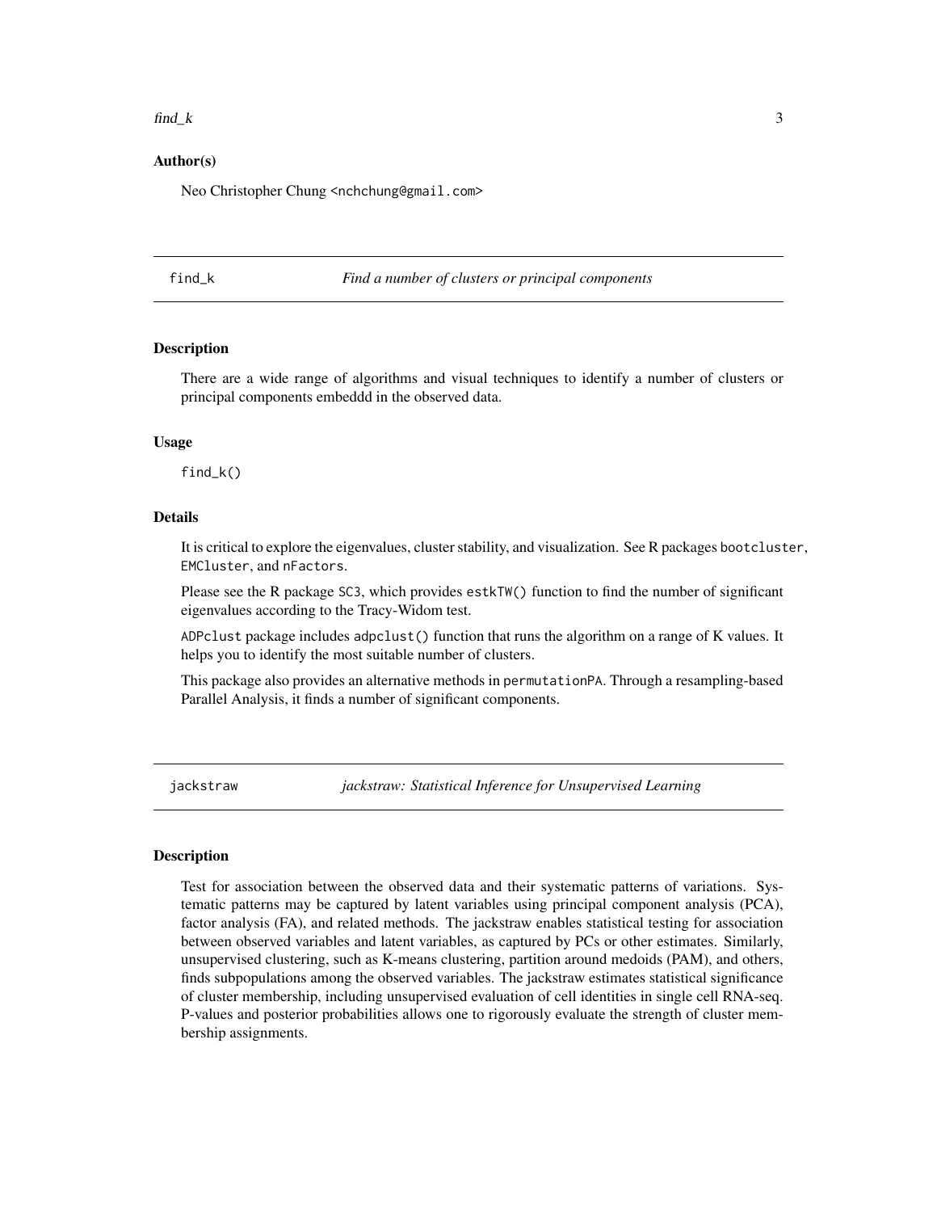### Author(s)

Neo Christopher Chung <nchchung@gmail.com>

## find_k    *Find a number of clusters or principal components*

### Description

There are a wide range of algorithms and visual techniques to identify a number of clusters or principal components embeddd in the observed data.

### Usage

```
find_k()
```

### Details

It is critical to explore the eigenvalues, cluster stability, and visualization. See R packages `bootcluster`, `EMCluster`, and `nFactors`.

Please see the R package `SC3`, which provides `estkTW()` function to find the number of significant eigenvalues according to the Tracy-Widom test.

`ADPclust` package includes `adpclust()` function that runs the algorithm on a range of K values. It helps you to identify the most suitable number of clusters.

This package also provides an alternative methods in `permutationPA`. Through a resampling-based Parallel Analysis, it finds a number of significant components.

## jackstraw    *jackstraw: Statistical Inference for Unsupervised Learning*

### Description

Test for association between the observed data and their systematic patterns of variations. Systematic patterns may be captured by latent variables using principal component analysis (PCA), factor analysis (FA), and related methods. The jackstraw enables statistical testing for association between observed variables and latent variables, as captured by PCs or other estimates. Similarly, unsupervised clustering, such as K-means clustering, partition around medoids (PAM), and others, finds subpopulations among the observed variables. The jackstraw estimates statistical significance of cluster membership, including unsupervised evaluation of cell identities in single cell RNA-seq. P-values and posterior probabilities allows one to rigorously evaluate the strength of cluster membership assignments.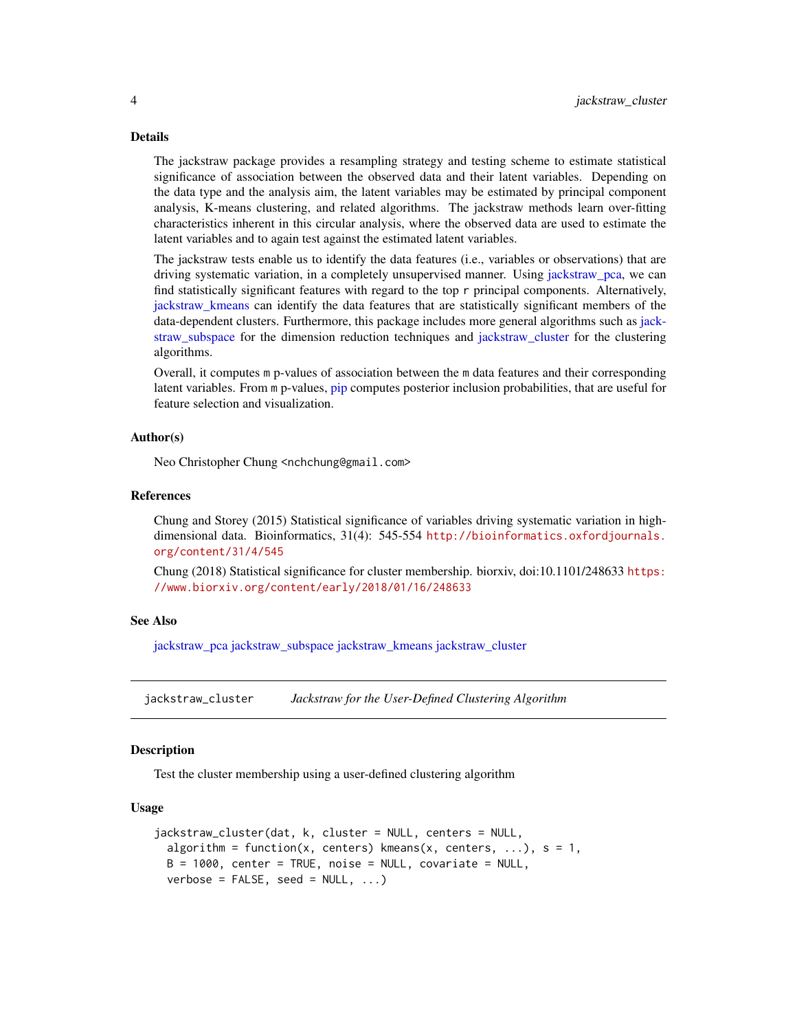### Details

The jackstraw package provides a resampling strategy and testing scheme to estimate statistical significance of association between the observed data and their latent variables. Depending on the data type and the analysis aim, the latent variables may be estimated by principal component analysis, K-means clustering, and related algorithms. The jackstraw methods learn over-fitting characteristics inherent in this circular analysis, where the observed data are used to estimate the latent variables and to again test against the estimated latent variables.

The jackstraw tests enable us to identify the data features (i.e., variables or observations) that are driving systematic variation, in a completely unsupervised manner. Using jackstraw_pca, we can find statistically significant features with regard to the top `r` principal components. Alternatively, jackstraw_kmeans can identify the data features that are statistically significant members of the data-dependent clusters. Furthermore, this package includes more general algorithms such as jackstraw_subspace for the dimension reduction techniques and jackstraw_cluster for the clustering algorithms.

Overall, it computes `m` p-values of association between the `m` data features and their corresponding latent variables. From `m` p-values, pip computes posterior inclusion probabilities, that are useful for feature selection and visualization.

### Author(s)

Neo Christopher Chung <nchchung@gmail.com>

### References

Chung and Storey (2015) Statistical significance of variables driving systematic variation in high-dimensional data. Bioinformatics, 31(4): 545-554 http://bioinformatics.oxfordjournals.org/content/31/4/545

Chung (2018) Statistical significance for cluster membership. biorxiv, doi:10.1101/248633 https://www.biorxiv.org/content/early/2018/01/16/248633

### See Also

jackstraw_pca jackstraw_subspace jackstraw_kmeans jackstraw_cluster

## jackstraw_cluster — *Jackstraw for the User-Defined Clustering Algorithm*

### Description

Test the cluster membership using a user-defined clustering algorithm

### Usage

```
jackstraw_cluster(dat, k, cluster = NULL, centers = NULL,
  algorithm = function(x, centers) kmeans(x, centers, ...), s = 1,
  B = 1000, center = TRUE, noise = NULL, covariate = NULL,
  verbose = FALSE, seed = NULL, ...)
```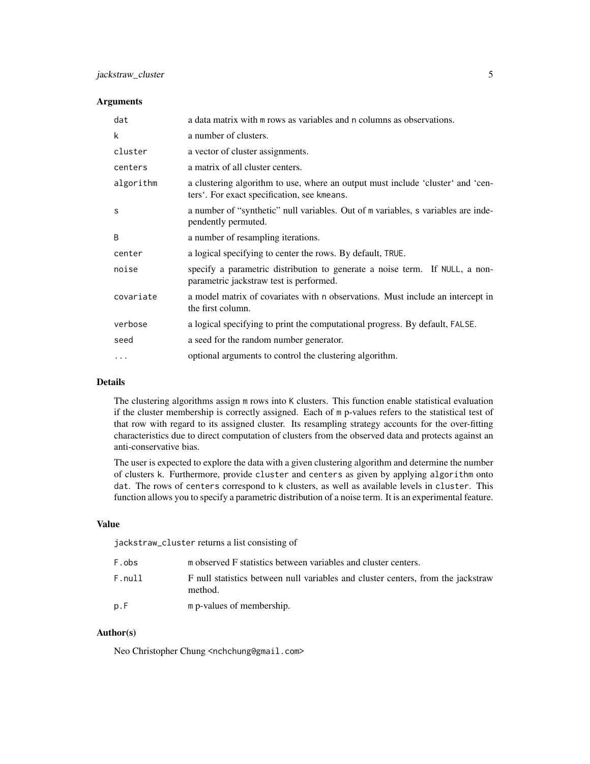### Arguments

| | |
|---|---|
| `dat` | a data matrix with `m` rows as variables and `n` columns as observations. |
| `k` | a number of clusters. |
| `cluster` | a vector of cluster assignments. |
| `centers` | a matrix of all cluster centers. |
| `algorithm` | a clustering algorithm to use, where an output must include 'cluster' and 'centers'. For exact specification, see `kmeans`. |
| `s` | a number of "synthetic" null variables. Out of `m` variables, `s` variables are independently permuted. |
| `B` | a number of resampling iterations. |
| `center` | a logical specifying to center the rows. By default, `TRUE`. |
| `noise` | specify a parametric distribution to generate a noise term. If `NULL`, a non-parametric jackstraw test is performed. |
| `covariate` | a model matrix of covariates with `n` observations. Must include an intercept in the first column. |
| `verbose` | a logical specifying to print the computational progress. By default, `FALSE`. |
| `seed` | a seed for the random number generator. |
| `...` | optional arguments to control the clustering algorithm. |

### Details

The clustering algorithms assign `m` rows into `K` clusters. This function enable statistical evaluation if the cluster membership is correctly assigned. Each of `m` p-values refers to the statistical test of that row with regard to its assigned cluster. Its resampling strategy accounts for the over-fitting characteristics due to direct computation of clusters from the observed data and protects against an anti-conservative bias.

The user is expected to explore the data with a given clustering algorithm and determine the number of clusters `k`. Furthermore, provide `cluster` and `centers` as given by applying `algorithm` onto `dat`. The rows of `centers` correspond to `k` clusters, as well as available levels in `cluster`. This function allows you to specify a parametric distribution of a noise term. It is an experimental feature.

### Value

`jackstraw_cluster` returns a list consisting of

| | |
|---|---|
| `F.obs` | `m` observed F statistics between variables and cluster centers. |
| `F.null` | F null statistics between null variables and cluster centers, from the jackstraw method. |
| `p.F` | `m` p-values of membership. |

### Author(s)

Neo Christopher Chung <nchchung@gmail.com>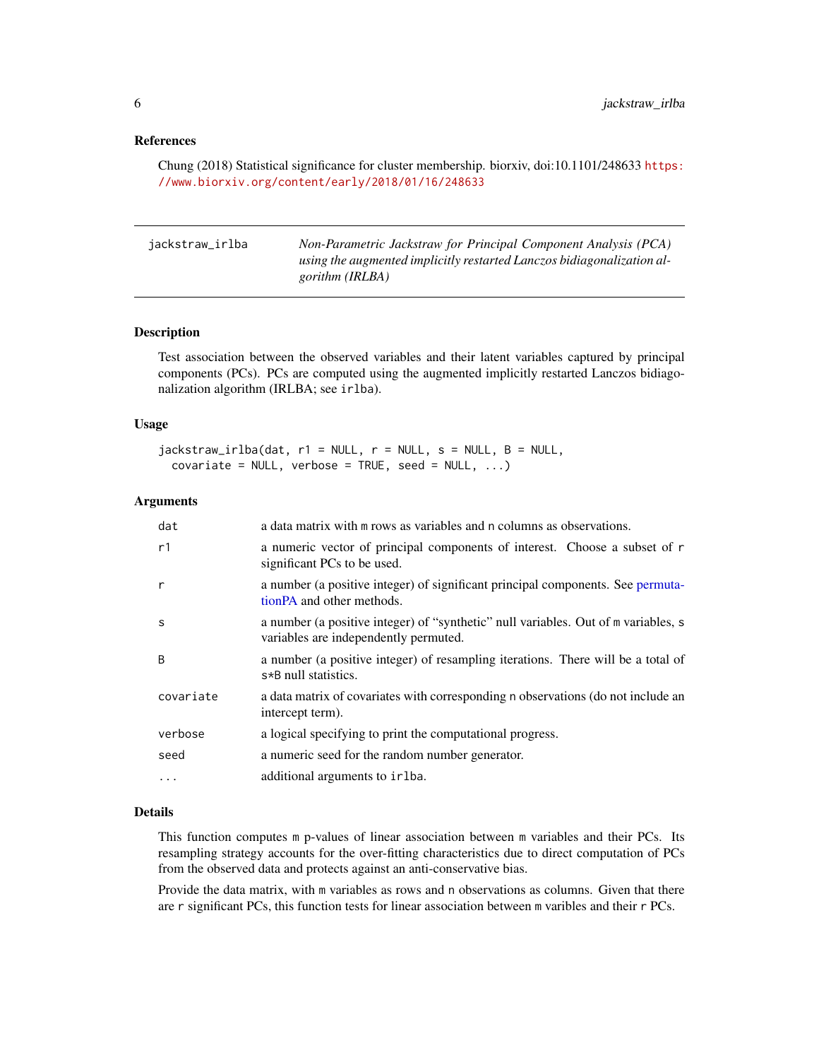### References

Chung (2018) Statistical significance for cluster membership. biorxiv, doi:10.1101/248633 https://www.biorxiv.org/content/early/2018/01/16/248633

---

## jackstraw_irlba

*Non-Parametric Jackstraw for Principal Component Analysis (PCA) using the augmented implicitly restarted Lanczos bidiagonalization algorithm (IRLBA)*

---

### Description

Test association between the observed variables and their latent variables captured by principal components (PCs). PCs are computed using the augmented implicitly restarted Lanczos bidiagonalization algorithm (IRLBA; see `irlba`).

### Usage

```
jackstraw_irlba(dat, r1 = NULL, r = NULL, s = NULL, B = NULL,
  covariate = NULL, verbose = TRUE, seed = NULL, ...)
```

### Arguments

| | |
|---|---|
| `dat` | a data matrix with `m` rows as variables and `n` columns as observations. |
| `r1` | a numeric vector of principal components of interest. Choose a subset of `r` significant PCs to be used. |
| `r` | a number (a positive integer) of significant principal components. See permutationPA and other methods. |
| `s` | a number (a positive integer) of "synthetic" null variables. Out of `m` variables, `s` variables are independently permuted. |
| `B` | a number (a positive integer) of resampling iterations. There will be a total of `s*B` null statistics. |
| `covariate` | a data matrix of covariates with corresponding `n` observations (do not include an intercept term). |
| `verbose` | a logical specifying to print the computational progress. |
| `seed` | a numeric seed for the random number generator. |
| `...` | additional arguments to `irlba`. |

### Details

This function computes `m` p-values of linear association between `m` variables and their PCs. Its resampling strategy accounts for the over-fitting characteristics due to direct computation of PCs from the observed data and protects against an anti-conservative bias.

Provide the data matrix, with `m` variables as rows and `n` observations as columns. Given that there are `r` significant PCs, this function tests for linear association between `m` varibles and their `r` PCs.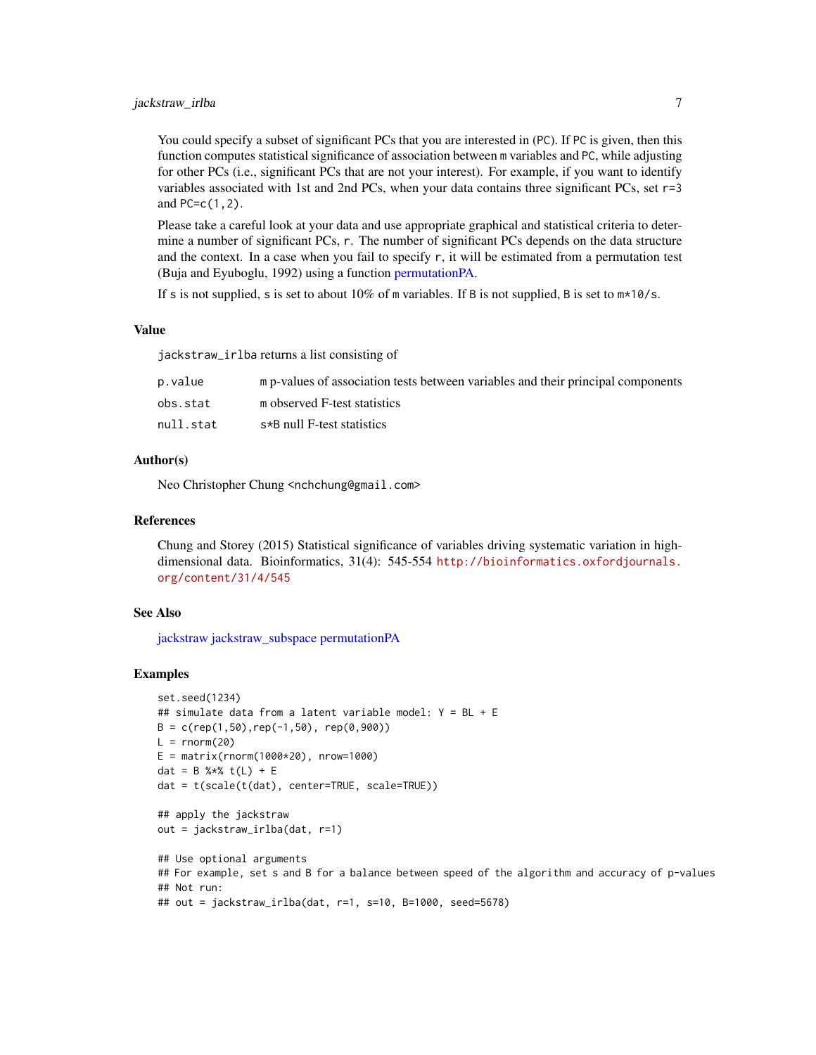You could specify a subset of significant PCs that you are interested in (PC). If PC is given, then this function computes statistical significance of association between m variables and PC, while adjusting for other PCs (i.e., significant PCs that are not your interest). For example, if you want to identify variables associated with 1st and 2nd PCs, when your data contains three significant PCs, set r=3 and PC=c(1,2).

Please take a careful look at your data and use appropriate graphical and statistical criteria to determine a number of significant PCs, r. The number of significant PCs depends on the data structure and the context. In a case when you fail to specify r, it will be estimated from a permutation test (Buja and Eyuboglu, 1992) using a function permutationPA.

If s is not supplied, s is set to about 10% of m variables. If B is not supplied, B is set to m*10/s.

## Value

jackstraw_irlba returns a list consisting of

| | |
|---|---|
| p.value | m p-values of association tests between variables and their principal components |
| obs.stat | m observed F-test statistics |
| null.stat | s*B null F-test statistics |

## Author(s)

Neo Christopher Chung <nchchung@gmail.com>

## References

Chung and Storey (2015) Statistical significance of variables driving systematic variation in high-dimensional data. Bioinformatics, 31(4): 545-554 http://bioinformatics.oxfordjournals.org/content/31/4/545

## See Also

jackstraw jackstraw_subspace permutationPA

## Examples

```
set.seed(1234)
## simulate data from a latent variable model: Y = BL + E
B = c(rep(1,50),rep(-1,50), rep(0,900))
L = rnorm(20)
E = matrix(rnorm(1000*20), nrow=1000)
dat = B %*% t(L) + E
dat = t(scale(t(dat), center=TRUE, scale=TRUE))

## apply the jackstraw
out = jackstraw_irlba(dat, r=1)

## Use optional arguments
## For example, set s and B for a balance between speed of the algorithm and accuracy of p-values
## Not run:
## out = jackstraw_irlba(dat, r=1, s=10, B=1000, seed=5678)
```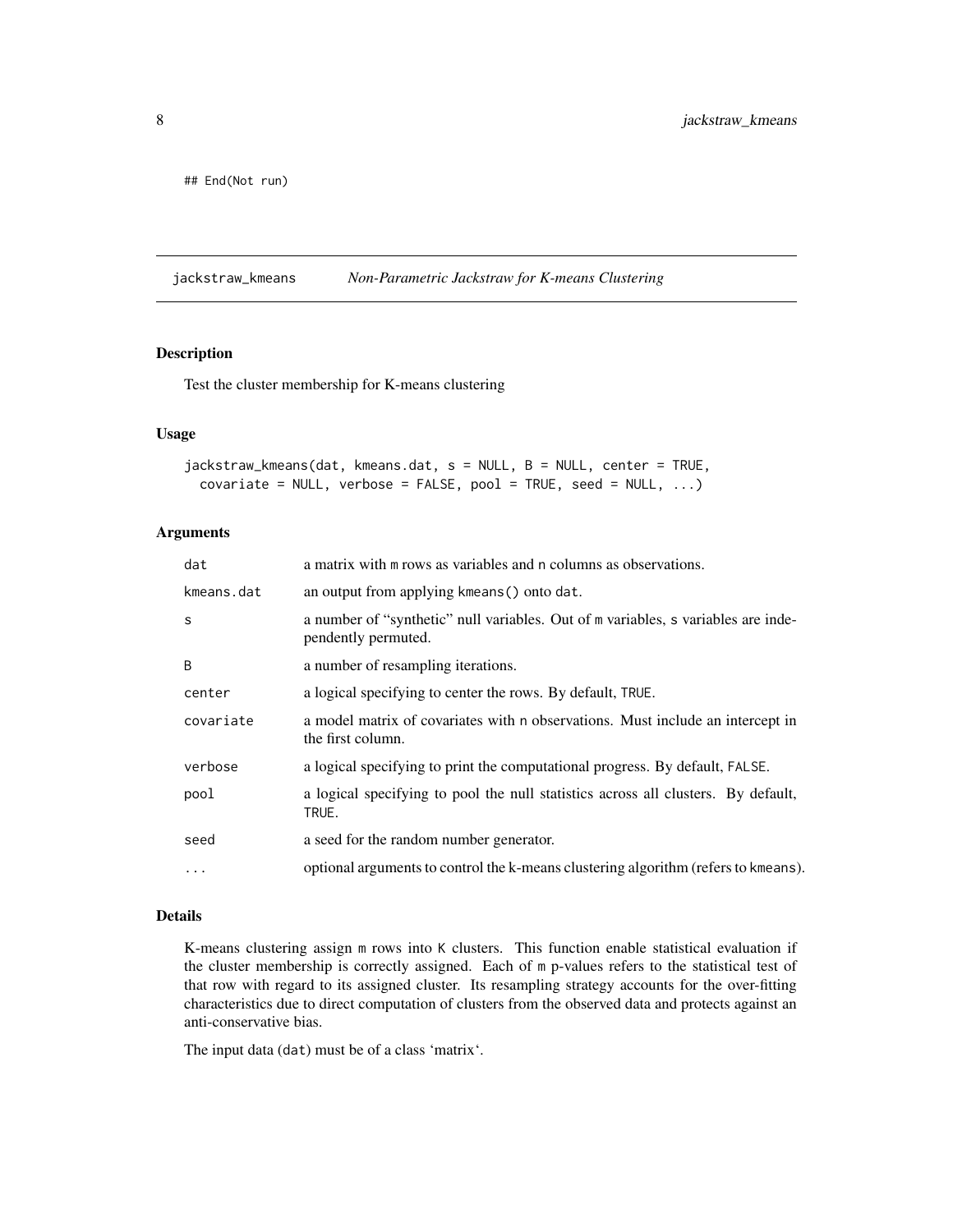```
## End(Not run)
```

## jackstraw_kmeans *Non-Parametric Jackstraw for K-means Clustering*

### Description

Test the cluster membership for K-means clustering

### Usage

```
jackstraw_kmeans(dat, kmeans.dat, s = NULL, B = NULL, center = TRUE,
  covariate = NULL, verbose = FALSE, pool = TRUE, seed = NULL, ...)
```

### Arguments

| | |
|---|---|
| dat | a matrix with m rows as variables and n columns as observations. |
| kmeans.dat | an output from applying kmeans() onto dat. |
| s | a number of "synthetic" null variables. Out of m variables, s variables are independently permuted. |
| B | a number of resampling iterations. |
| center | a logical specifying to center the rows. By default, TRUE. |
| covariate | a model matrix of covariates with n observations. Must include an intercept in the first column. |
| verbose | a logical specifying to print the computational progress. By default, FALSE. |
| pool | a logical specifying to pool the null statistics across all clusters. By default, TRUE. |
| seed | a seed for the random number generator. |
| ... | optional arguments to control the k-means clustering algorithm (refers to kmeans). |

### Details

K-means clustering assign m rows into K clusters. This function enable statistical evaluation if the cluster membership is correctly assigned. Each of m p-values refers to the statistical test of that row with regard to its assigned cluster. Its resampling strategy accounts for the over-fitting characteristics due to direct computation of clusters from the observed data and protects against an anti-conservative bias.

The input data (dat) must be of a class 'matrix'.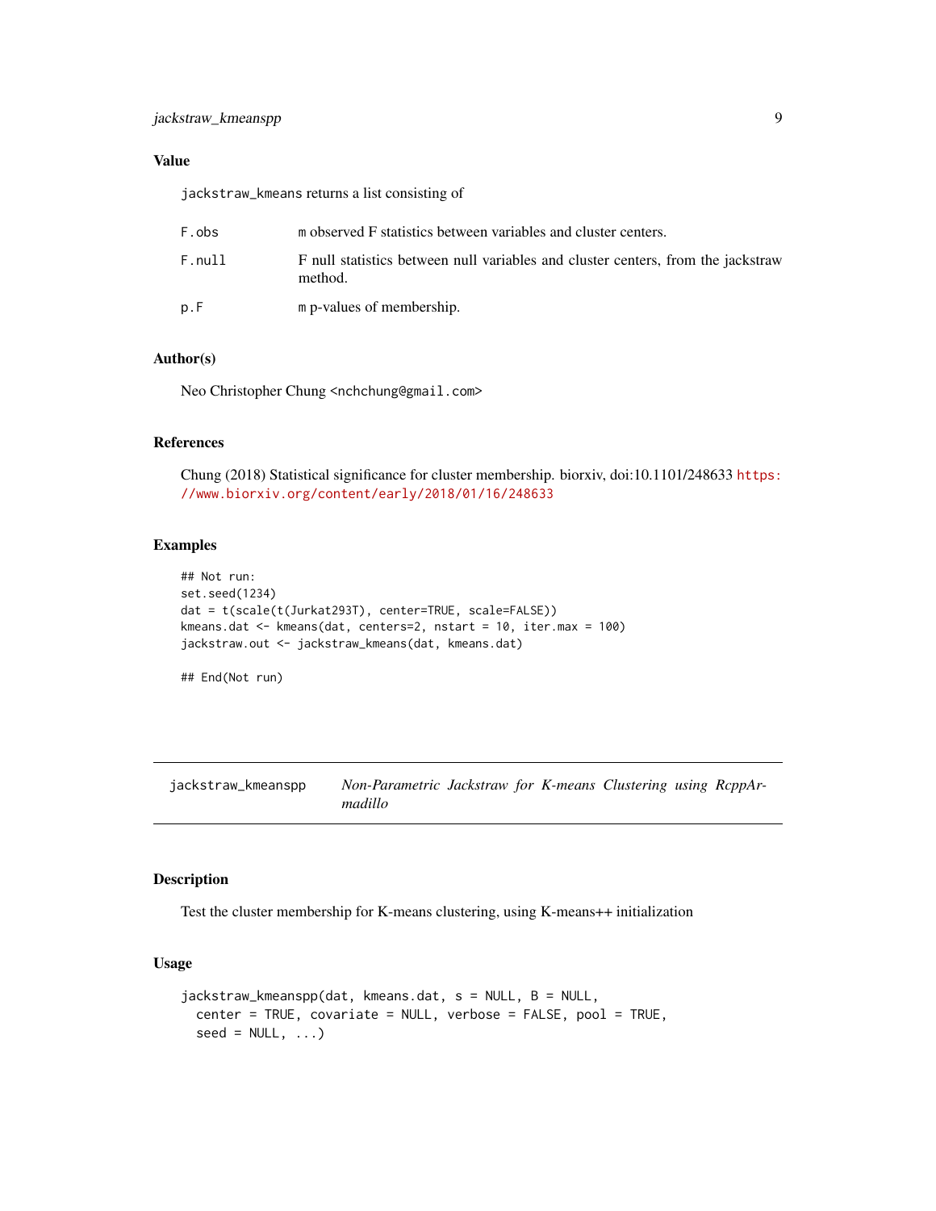### Value

`jackstraw_kmeans` returns a list consisting of

| | |
|---|---|
| F.obs | m observed F statistics between variables and cluster centers. |
| F.null | F null statistics between null variables and cluster centers, from the jackstraw method. |
| p.F | m p-values of membership. |

### Author(s)

Neo Christopher Chung <nchchung@gmail.com>

### References

Chung (2018) Statistical significance for cluster membership. biorxiv, doi:10.1101/248633 https://www.biorxiv.org/content/early/2018/01/16/248633

### Examples

```
## Not run:
set.seed(1234)
dat = t(scale(t(Jurkat293T), center=TRUE, scale=FALSE))
kmeans.dat <- kmeans(dat, centers=2, nstart = 10, iter.max = 100)
jackstraw.out <- jackstraw_kmeans(dat, kmeans.dat)

## End(Not run)
```

---

## jackstraw_kmeanspp *Non-Parametric Jackstraw for K-means Clustering using RcppArmadillo*

### Description

Test the cluster membership for K-means clustering, using K-means++ initialization

### Usage

```
jackstraw_kmeanspp(dat, kmeans.dat, s = NULL, B = NULL,
  center = TRUE, covariate = NULL, verbose = FALSE, pool = TRUE,
  seed = NULL, ...)
```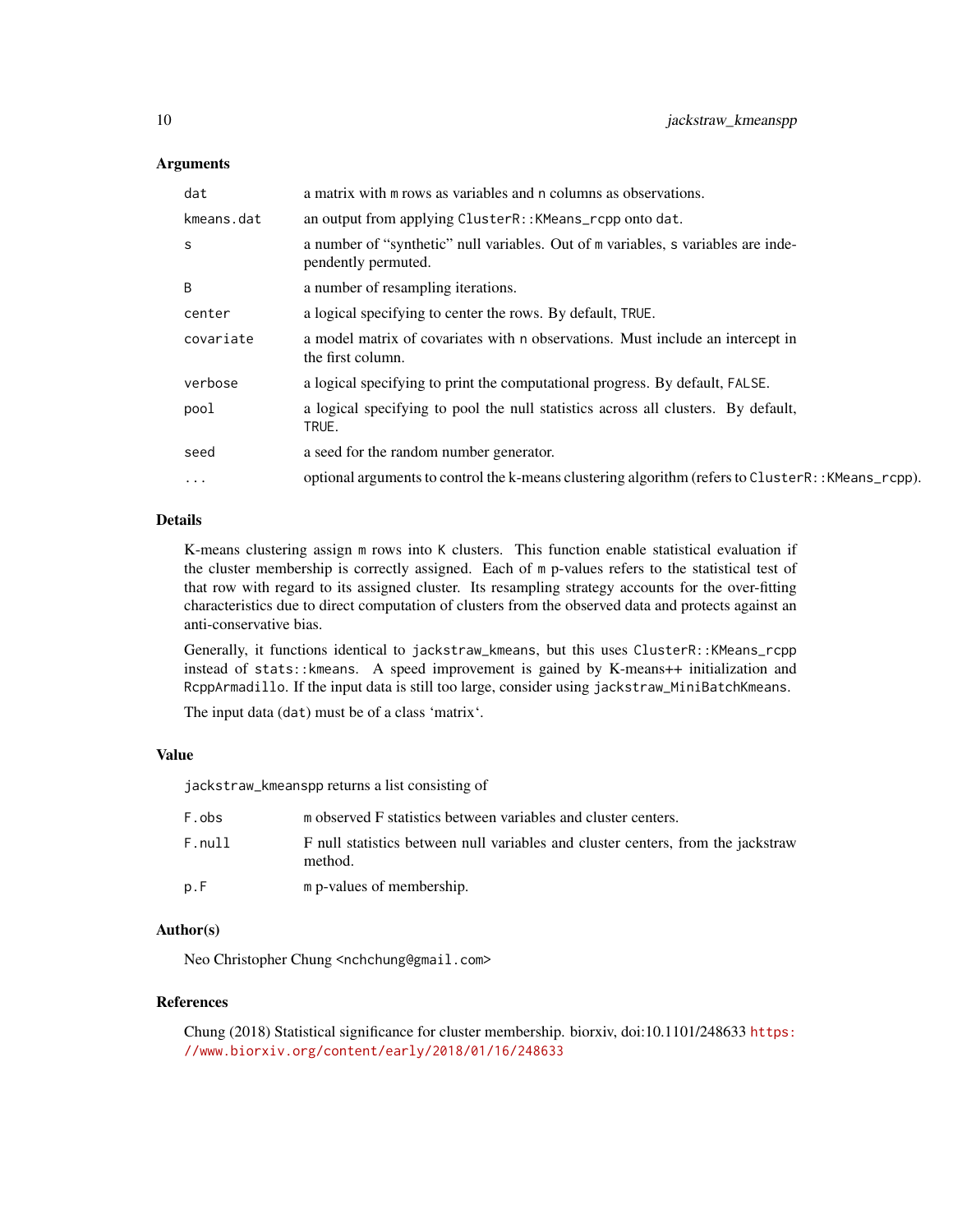### Arguments

| | |
|---|---|
| `dat` | a matrix with `m` rows as variables and `n` columns as observations. |
| `kmeans.dat` | an output from applying `ClusterR::KMeans_rcpp` onto `dat`. |
| `s` | a number of "synthetic" null variables. Out of `m` variables, `s` variables are independently permuted. |
| `B` | a number of resampling iterations. |
| `center` | a logical specifying to center the rows. By default, `TRUE`. |
| `covariate` | a model matrix of covariates with `n` observations. Must include an intercept in the first column. |
| `verbose` | a logical specifying to print the computational progress. By default, `FALSE`. |
| `pool` | a logical specifying to pool the null statistics across all clusters. By default, `TRUE`. |
| `seed` | a seed for the random number generator. |
| `...` | optional arguments to control the k-means clustering algorithm (refers to `ClusterR::KMeans_rcpp`). |

### Details

K-means clustering assign `m` rows into K clusters. This function enable statistical evaluation if the cluster membership is correctly assigned. Each of `m` p-values refers to the statistical test of that row with regard to its assigned cluster. Its resampling strategy accounts for the over-fitting characteristics due to direct computation of clusters from the observed data and protects against an anti-conservative bias.

Generally, it functions identical to `jackstraw_kmeans`, but this uses `ClusterR::KMeans_rcpp` instead of `stats::kmeans`. A speed improvement is gained by K-means++ initialization and `RcppArmadillo`. If the input data is still too large, consider using `jackstraw_MiniBatchKmeans`.

The input data (`dat`) must be of a class 'matrix'.

### Value

`jackstraw_kmeanspp` returns a list consisting of

| | |
|---|---|
| `F.obs` | `m` observed F statistics between variables and cluster centers. |
| `F.null` | F null statistics between null variables and cluster centers, from the jackstraw method. |
| `p.F` | `m` p-values of membership. |

### Author(s)

Neo Christopher Chung <nchchung@gmail.com>

### References

Chung (2018) Statistical significance for cluster membership. biorxiv, doi:10.1101/248633 https://www.biorxiv.org/content/early/2018/01/16/248633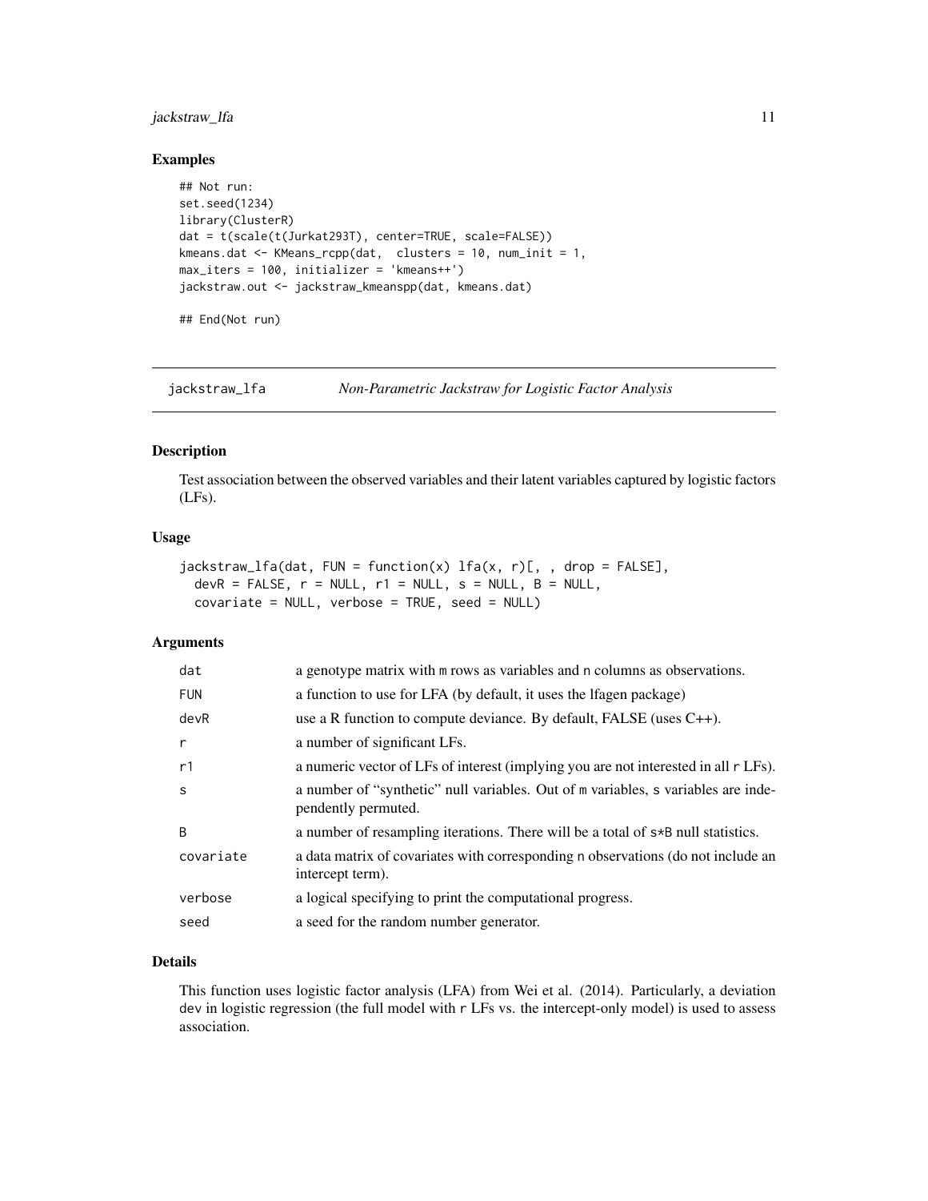### Examples

```
## Not run:
set.seed(1234)
library(ClusterR)
dat = t(scale(t(Jurkat293T), center=TRUE, scale=FALSE))
kmeans.dat <- KMeans_rcpp(dat,  clusters = 10, num_init = 1,
max_iters = 100, initializer = 'kmeans++')
jackstraw.out <- jackstraw_kmeanspp(dat, kmeans.dat)

## End(Not run)
```

---

## jackstraw_lfa *Non-Parametric Jackstraw for Logistic Factor Analysis*

---

### Description

Test association between the observed variables and their latent variables captured by logistic factors (LFs).

### Usage

```
jackstraw_lfa(dat, FUN = function(x) lfa(x, r)[, , drop = FALSE],
  devR = FALSE, r = NULL, r1 = NULL, s = NULL, B = NULL,
  covariate = NULL, verbose = TRUE, seed = NULL)
```

### Arguments

| | |
|---|---|
| dat | a genotype matrix with m rows as variables and n columns as observations. |
| FUN | a function to use for LFA (by default, it uses the lfagen package) |
| devR | use a R function to compute deviance. By default, FALSE (uses C++). |
| r | a number of significant LFs. |
| r1 | a numeric vector of LFs of interest (implying you are not interested in all r LFs). |
| s | a number of "synthetic" null variables. Out of m variables, s variables are independently permuted. |
| B | a number of resampling iterations. There will be a total of s*B null statistics. |
| covariate | a data matrix of covariates with corresponding n observations (do not include an intercept term). |
| verbose | a logical specifying to print the computational progress. |
| seed | a seed for the random number generator. |

### Details

This function uses logistic factor analysis (LFA) from Wei et al. (2014). Particularly, a deviation dev in logistic regression (the full model with r LFs vs. the intercept-only model) is used to assess association.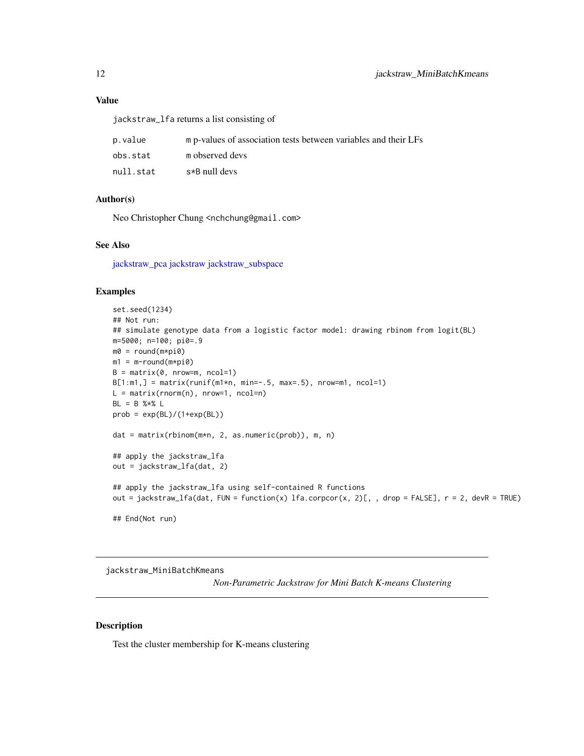## Value

jackstraw_lfa returns a list consisting of

| | |
|---|---|
| p.value | m p-values of association tests between variables and their LFs |
| obs.stat | m observed devs |
| null.stat | s*B null devs |

## Author(s)

Neo Christopher Chung <nchchung@gmail.com>

## See Also

jackstraw_pca jackstraw jackstraw_subspace

## Examples

```
set.seed(1234)
## Not run:
## simulate genotype data from a logistic factor model: drawing rbinom from logit(BL)
m=5000; n=100; pi0=.9
m0 = round(m*pi0)
m1 = m-round(m*pi0)
B = matrix(0, nrow=m, ncol=1)
B[1:m1,] = matrix(runif(m1*n, min=-.5, max=.5), nrow=m1, ncol=1)
L = matrix(rnorm(n), nrow=1, ncol=n)
BL = B %*% L
prob = exp(BL)/(1+exp(BL))

dat = matrix(rbinom(m*n, 2, as.numeric(prob)), m, n)

## apply the jackstraw_lfa
out = jackstraw_lfa(dat, 2)

## apply the jackstraw_lfa using self-contained R functions
out = jackstraw_lfa(dat, FUN = function(x) lfa.corpcor(x, 2)[, , drop = FALSE], r = 2, devR = TRUE)

## End(Not run)
```

---

# jackstraw_MiniBatchKmeans

*Non-Parametric Jackstraw for Mini Batch K-means Clustering*

## Description

Test the cluster membership for K-means clustering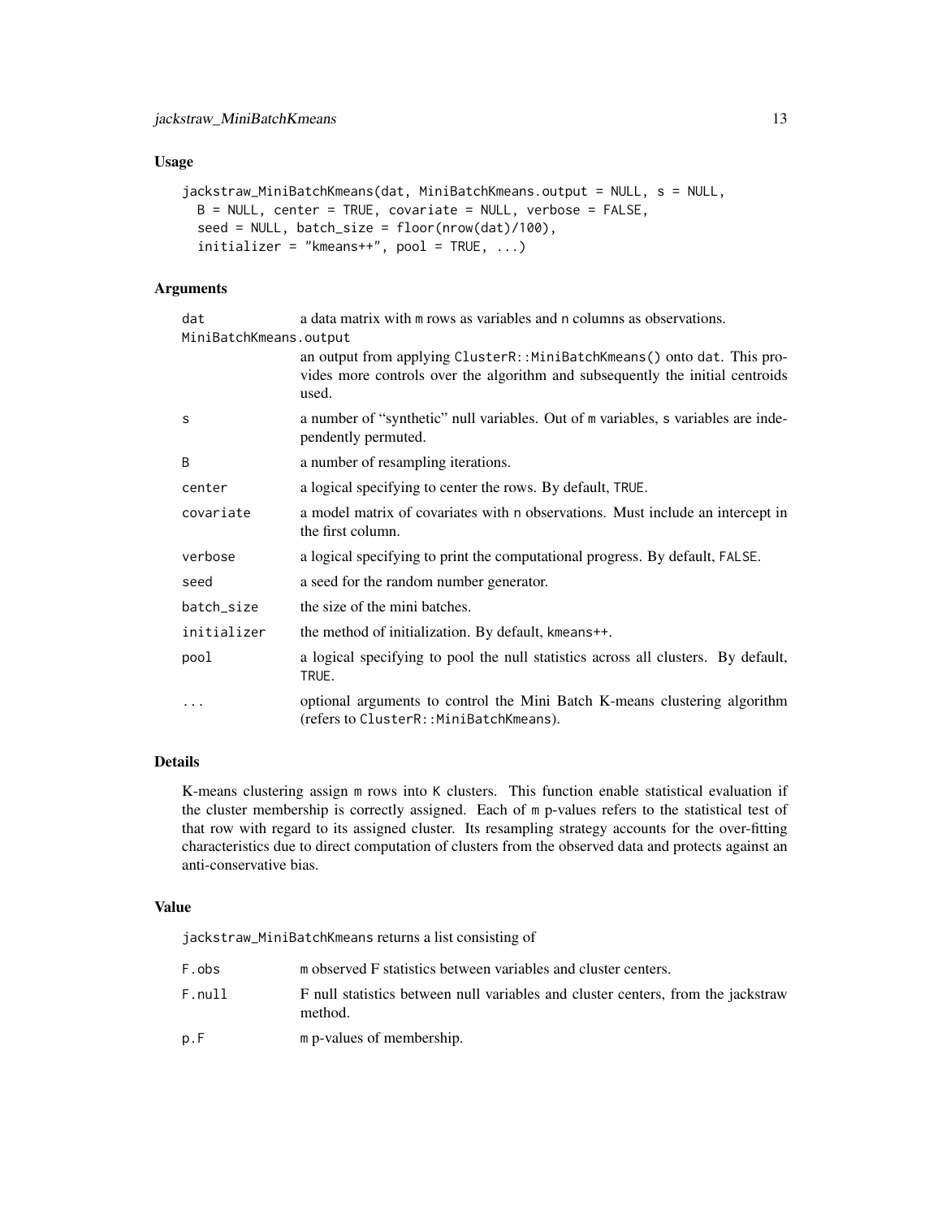## Usage

```
jackstraw_MiniBatchKmeans(dat, MiniBatchKmeans.output = NULL, s = NULL,
  B = NULL, center = TRUE, covariate = NULL, verbose = FALSE,
  seed = NULL, batch_size = floor(nrow(dat)/100),
  initializer = "kmeans++", pool = TRUE, ...)
```

## Arguments

| Argument | Description |
| --- | --- |
| `dat` | a data matrix with `m` rows as variables and `n` columns as observations. |
| `MiniBatchKmeans.output` | an output from applying `ClusterR::MiniBatchKmeans()` onto `dat`. This provides more controls over the algorithm and subsequently the initial centroids used. |
| `s` | a number of "synthetic" null variables. Out of `m` variables, `s` variables are independently permuted. |
| `B` | a number of resampling iterations. |
| `center` | a logical specifying to center the rows. By default, `TRUE`. |
| `covariate` | a model matrix of covariates with `n` observations. Must include an intercept in the first column. |
| `verbose` | a logical specifying to print the computational progress. By default, `FALSE`. |
| `seed` | a seed for the random number generator. |
| `batch_size` | the size of the mini batches. |
| `initializer` | the method of initialization. By default, `kmeans++`. |
| `pool` | a logical specifying to pool the null statistics across all clusters. By default, `TRUE`. |
| `...` | optional arguments to control the Mini Batch K-means clustering algorithm (refers to `ClusterR::MiniBatchKmeans`). |

## Details

K-means clustering assign `m` rows into `K` clusters. This function enable statistical evaluation if the cluster membership is correctly assigned. Each of `m` p-values refers to the statistical test of that row with regard to its assigned cluster. Its resampling strategy accounts for the over-fitting characteristics due to direct computation of clusters from the observed data and protects against an anti-conservative bias.

## Value

`jackstraw_MiniBatchKmeans` returns a list consisting of

| Name | Description |
| --- | --- |
| `F.obs` | `m` observed F statistics between variables and cluster centers. |
| `F.null` | F null statistics between null variables and cluster centers, from the jackstraw method. |
| `p.F` | `m` p-values of membership. |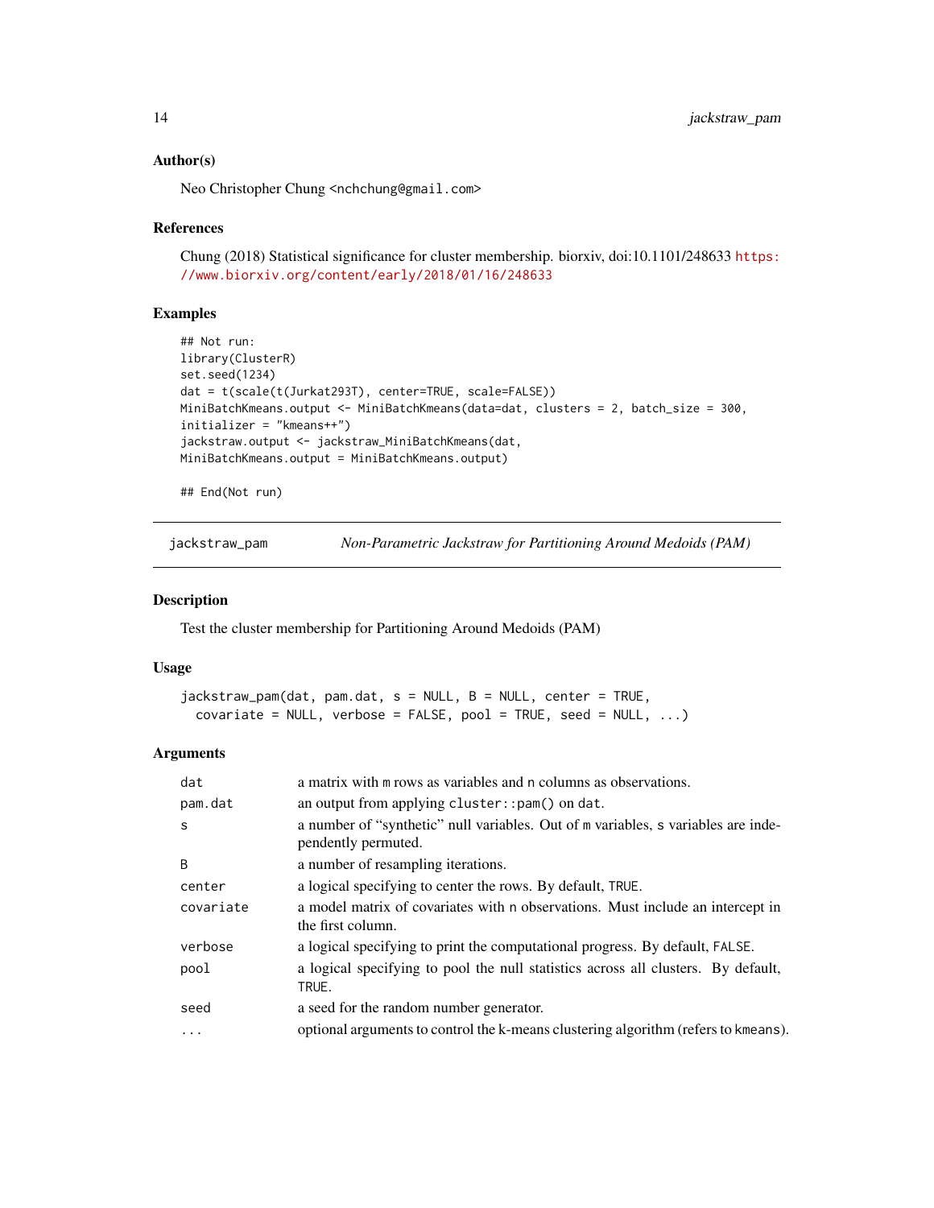### Author(s)

Neo Christopher Chung <nchchung@gmail.com>

### References

Chung (2018) Statistical significance for cluster membership. biorxiv, doi:10.1101/248633 https://www.biorxiv.org/content/early/2018/01/16/248633

### Examples

```
## Not run:
library(ClusterR)
set.seed(1234)
dat = t(scale(t(Jurkat293T), center=TRUE, scale=FALSE))
MiniBatchKmeans.output <- MiniBatchKmeans(data=dat, clusters = 2, batch_size = 300,
initializer = "kmeans++")
jackstraw.output <- jackstraw_MiniBatchKmeans(dat,
MiniBatchKmeans.output = MiniBatchKmeans.output)

## End(Not run)
```

---

## jackstraw_pam — *Non-Parametric Jackstraw for Partitioning Around Medoids (PAM)*

### Description

Test the cluster membership for Partitioning Around Medoids (PAM)

### Usage

```
jackstraw_pam(dat, pam.dat, s = NULL, B = NULL, center = TRUE,
  covariate = NULL, verbose = FALSE, pool = TRUE, seed = NULL, ...)
```

### Arguments

| | |
|---|---|
| `dat` | a matrix with `m` rows as variables and `n` columns as observations. |
| `pam.dat` | an output from applying `cluster::pam()` on `dat`. |
| `s` | a number of "synthetic" null variables. Out of `m` variables, `s` variables are independently permuted. |
| `B` | a number of resampling iterations. |
| `center` | a logical specifying to center the rows. By default, `TRUE`. |
| `covariate` | a model matrix of covariates with `n` observations. Must include an intercept in the first column. |
| `verbose` | a logical specifying to print the computational progress. By default, `FALSE`. |
| `pool` | a logical specifying to pool the null statistics across all clusters. By default, `TRUE`. |
| `seed` | a seed for the random number generator. |
| `...` | optional arguments to control the k-means clustering algorithm (refers to `kmeans`). |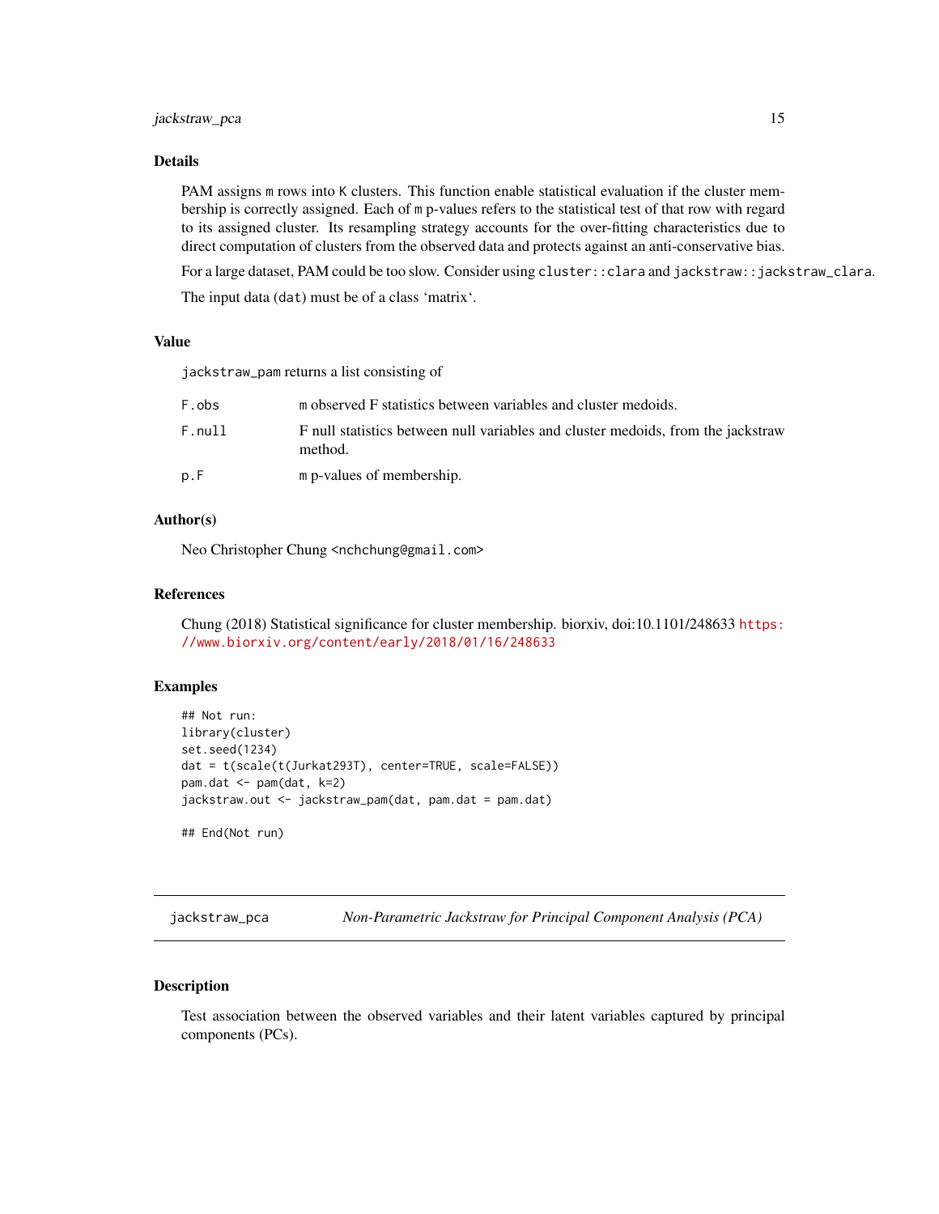### Details

PAM assigns `m` rows into `K` clusters. This function enable statistical evaluation if the cluster membership is correctly assigned. Each of `m` p-values refers to the statistical test of that row with regard to its assigned cluster. Its resampling strategy accounts for the over-fitting characteristics due to direct computation of clusters from the observed data and protects against an anti-conservative bias.

For a large dataset, PAM could be too slow. Consider using `cluster::clara` and `jackstraw::jackstraw_clara`.

The input data (`dat`) must be of a class 'matrix'.

### Value

`jackstraw_pam` returns a list consisting of

| | |
|---|---|
| `F.obs` | `m` observed F statistics between variables and cluster medoids. |
| `F.null` | F null statistics between null variables and cluster medoids, from the jackstraw method. |
| `p.F` | `m` p-values of membership. |

### Author(s)

Neo Christopher Chung <nchchung@gmail.com>

### References

Chung (2018) Statistical significance for cluster membership. biorxiv, doi:10.1101/248633 https://www.biorxiv.org/content/early/2018/01/16/248633

### Examples

```
## Not run:
library(cluster)
set.seed(1234)
dat = t(scale(t(Jurkat293T), center=TRUE, scale=FALSE))
pam.dat <- pam(dat, k=2)
jackstraw.out <- jackstraw_pam(dat, pam.dat = pam.dat)

## End(Not run)
```

---

## jackstraw_pca — *Non-Parametric Jackstraw for Principal Component Analysis (PCA)*

### Description

Test association between the observed variables and their latent variables captured by principal components (PCs).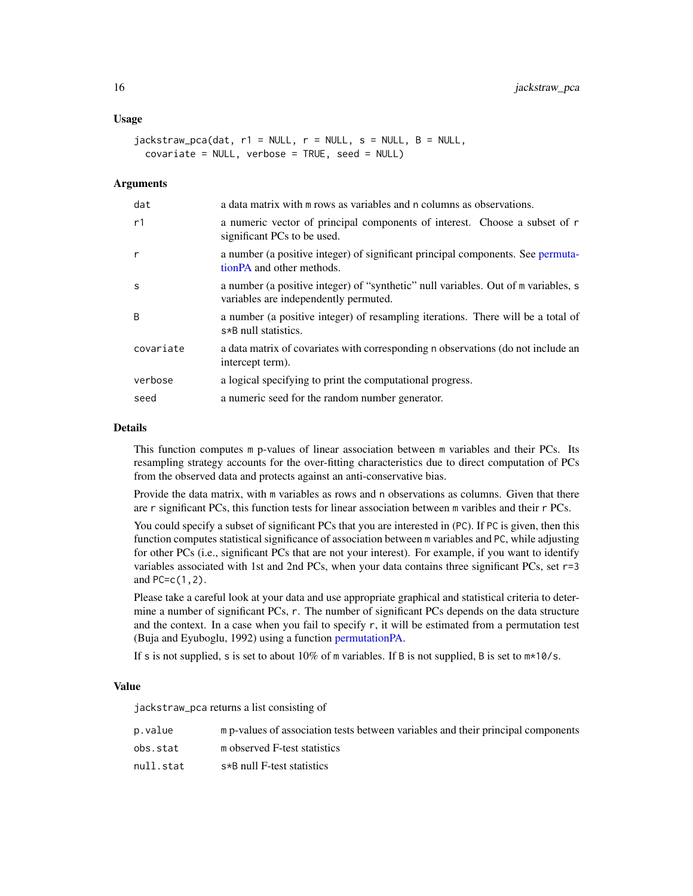### Usage

```
jackstraw_pca(dat, r1 = NULL, r = NULL, s = NULL, B = NULL,
  covariate = NULL, verbose = TRUE, seed = NULL)
```

### Arguments

| | |
|---|---|
| dat | a data matrix with m rows as variables and n columns as observations. |
| r1 | a numeric vector of principal components of interest. Choose a subset of r significant PCs to be used. |
| r | a number (a positive integer) of significant principal components. See permutationPA and other methods. |
| s | a number (a positive integer) of "synthetic" null variables. Out of m variables, s variables are independently permuted. |
| B | a number (a positive integer) of resampling iterations. There will be a total of s*B null statistics. |
| covariate | a data matrix of covariates with corresponding n observations (do not include an intercept term). |
| verbose | a logical specifying to print the computational progress. |
| seed | a numeric seed for the random number generator. |

### Details

This function computes m p-values of linear association between m variables and their PCs. Its resampling strategy accounts for the over-fitting characteristics due to direct computation of PCs from the observed data and protects against an anti-conservative bias.

Provide the data matrix, with m variables as rows and n observations as columns. Given that there are r significant PCs, this function tests for linear association between m varibles and their r PCs.

You could specify a subset of significant PCs that you are interested in (PC). If PC is given, then this function computes statistical significance of association between m variables and PC, while adjusting for other PCs (i.e., significant PCs that are not your interest). For example, if you want to identify variables associated with 1st and 2nd PCs, when your data contains three significant PCs, set r=3 and PC=c(1,2).

Please take a careful look at your data and use appropriate graphical and statistical criteria to determine a number of significant PCs, r. The number of significant PCs depends on the data structure and the context. In a case when you fail to specify r, it will be estimated from a permutation test (Buja and Eyuboglu, 1992) using a function permutationPA.

If s is not supplied, s is set to about 10% of m variables. If B is not supplied, B is set to m*10/s.

### Value

jackstraw_pca returns a list consisting of

| | |
|---|---|
| p.value | m p-values of association tests between variables and their principal components |
| obs.stat | m observed F-test statistics |
| null.stat | s*B null F-test statistics |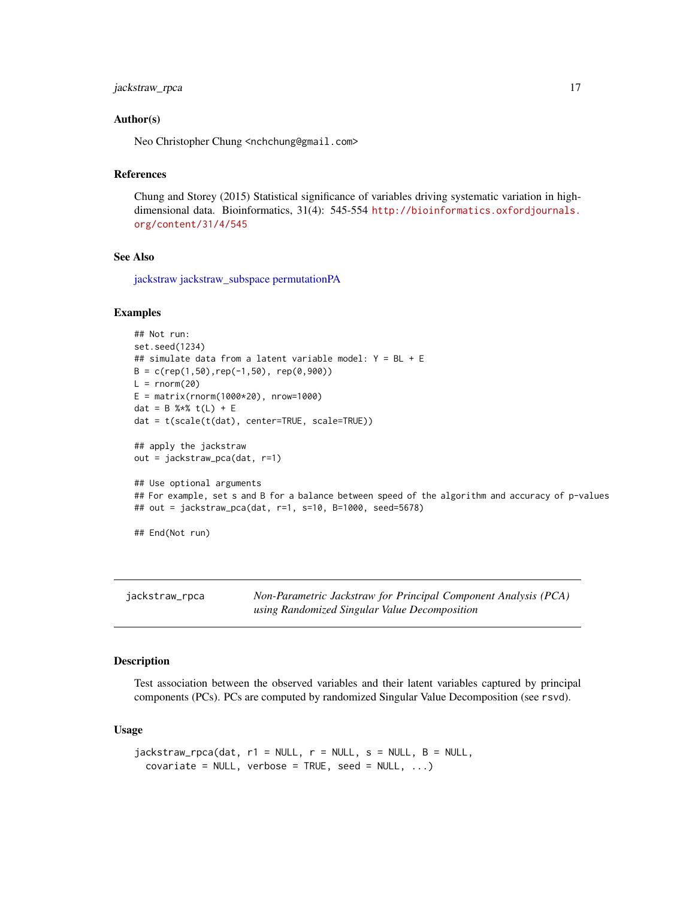### Author(s)

Neo Christopher Chung <nchchung@gmail.com>

### References

Chung and Storey (2015) Statistical significance of variables driving systematic variation in high-dimensional data. Bioinformatics, 31(4): 545-554 http://bioinformatics.oxfordjournals.org/content/31/4/545

### See Also

jackstraw jackstraw_subspace permutationPA

### Examples

```
## Not run:
set.seed(1234)
## simulate data from a latent variable model: Y = BL + E
B = c(rep(1,50),rep(-1,50), rep(0,900))
L = rnorm(20)
E = matrix(rnorm(1000*20), nrow=1000)
dat = B %*% t(L) + E
dat = t(scale(t(dat), center=TRUE, scale=TRUE))

## apply the jackstraw
out = jackstraw_pca(dat, r=1)

## Use optional arguments
## For example, set s and B for a balance between speed of the algorithm and accuracy of p-values
## out = jackstraw_pca(dat, r=1, s=10, B=1000, seed=5678)

## End(Not run)
```

---

## jackstraw_rpca — *Non-Parametric Jackstraw for Principal Component Analysis (PCA) using Randomized Singular Value Decomposition*

### Description

Test association between the observed variables and their latent variables captured by principal components (PCs). PCs are computed by randomized Singular Value Decomposition (see rsvd).

### Usage

```
jackstraw_rpca(dat, r1 = NULL, r = NULL, s = NULL, B = NULL,
  covariate = NULL, verbose = TRUE, seed = NULL, ...)
```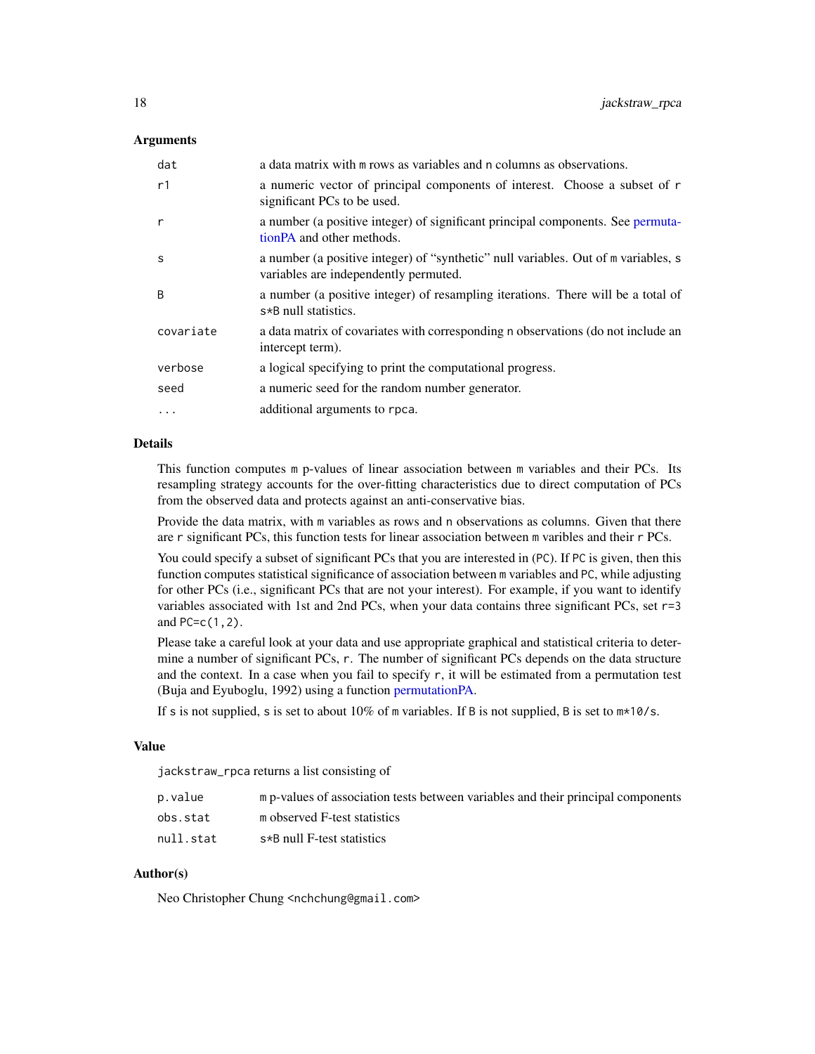### Arguments

| | |
|---|---|
| dat | a data matrix with m rows as variables and n columns as observations. |
| r1 | a numeric vector of principal components of interest. Choose a subset of r significant PCs to be used. |
| r | a number (a positive integer) of significant principal components. See permutationPA and other methods. |
| s | a number (a positive integer) of "synthetic" null variables. Out of m variables, s variables are independently permuted. |
| B | a number (a positive integer) of resampling iterations. There will be a total of s*B null statistics. |
| covariate | a data matrix of covariates with corresponding n observations (do not include an intercept term). |
| verbose | a logical specifying to print the computational progress. |
| seed | a numeric seed for the random number generator. |
| ... | additional arguments to rpca. |

### Details

This function computes m p-values of linear association between m variables and their PCs. Its resampling strategy accounts for the over-fitting characteristics due to direct computation of PCs from the observed data and protects against an anti-conservative bias.

Provide the data matrix, with m variables as rows and n observations as columns. Given that there are r significant PCs, this function tests for linear association between m varibles and their r PCs.

You could specify a subset of significant PCs that you are interested in (PC). If PC is given, then this function computes statistical significance of association between m variables and PC, while adjusting for other PCs (i.e., significant PCs that are not your interest). For example, if you want to identify variables associated with 1st and 2nd PCs, when your data contains three significant PCs, set r=3 and PC=c(1,2).

Please take a careful look at your data and use appropriate graphical and statistical criteria to determine a number of significant PCs, r. The number of significant PCs depends on the data structure and the context. In a case when you fail to specify r, it will be estimated from a permutation test (Buja and Eyuboglu, 1992) using a function permutationPA.

If s is not supplied, s is set to about 10% of m variables. If B is not supplied, B is set to m*10/s.

### Value

jackstraw_rpca returns a list consisting of

| | |
|---|---|
| p.value | m p-values of association tests between variables and their principal components |
| obs.stat | m observed F-test statistics |
| null.stat | s*B null F-test statistics |

### Author(s)

Neo Christopher Chung <nchchung@gmail.com>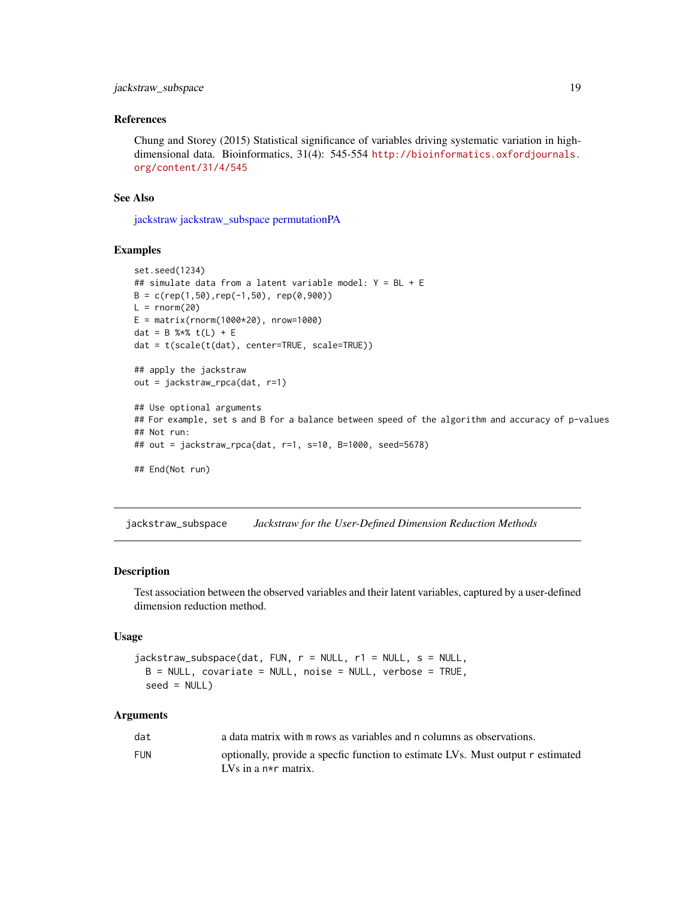### References

Chung and Storey (2015) Statistical significance of variables driving systematic variation in high-dimensional data. Bioinformatics, 31(4): 545-554 http://bioinformatics.oxfordjournals.org/content/31/4/545

### See Also

jackstraw jackstraw_subspace permutationPA

### Examples

```
set.seed(1234)
## simulate data from a latent variable model: Y = BL + E
B = c(rep(1,50),rep(-1,50), rep(0,900))
L = rnorm(20)
E = matrix(rnorm(1000*20), nrow=1000)
dat = B %*% t(L) + E
dat = t(scale(t(dat), center=TRUE, scale=TRUE))

## apply the jackstraw
out = jackstraw_rpca(dat, r=1)

## Use optional arguments
## For example, set s and B for a balance between speed of the algorithm and accuracy of p-values
## Not run:
## out = jackstraw_rpca(dat, r=1, s=10, B=1000, seed=5678)

## End(Not run)
```

---

## jackstraw_subspace — *Jackstraw for the User-Defined Dimension Reduction Methods*

### Description

Test association between the observed variables and their latent variables, captured by a user-defined dimension reduction method.

### Usage

```
jackstraw_subspace(dat, FUN, r = NULL, r1 = NULL, s = NULL,
  B = NULL, covariate = NULL, noise = NULL, verbose = TRUE,
  seed = NULL)
```

### Arguments

| | |
|---|---|
| dat | a data matrix with m rows as variables and n columns as observations. |
| FUN | optionally, provide a specfic function to estimate LVs. Must output r estimated LVs in a n*r matrix. |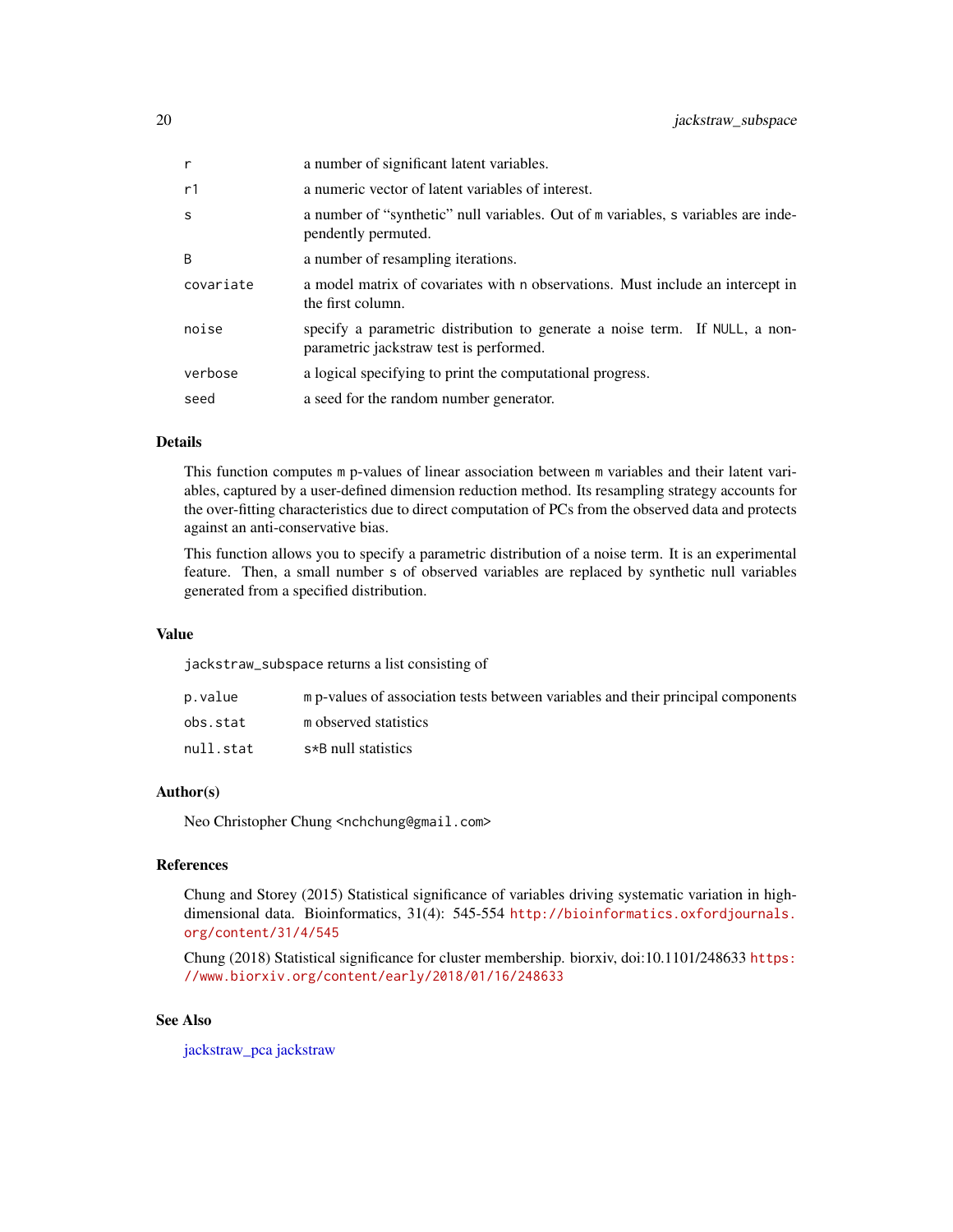| | |
|---|---|
| `r` | a number of significant latent variables. |
| `r1` | a numeric vector of latent variables of interest. |
| `s` | a number of "synthetic" null variables. Out of `m` variables, `s` variables are independently permuted. |
| `B` | a number of resampling iterations. |
| `covariate` | a model matrix of covariates with `n` observations. Must include an intercept in the first column. |
| `noise` | specify a parametric distribution to generate a noise term. If `NULL`, a non-parametric jackstraw test is performed. |
| `verbose` | a logical specifying to print the computational progress. |
| `seed` | a seed for the random number generator. |

### Details

This function computes `m` p-values of linear association between `m` variables and their latent variables, captured by a user-defined dimension reduction method. Its resampling strategy accounts for the over-fitting characteristics due to direct computation of PCs from the observed data and protects against an anti-conservative bias.

This function allows you to specify a parametric distribution of a noise term. It is an experimental feature. Then, a small number `s` of observed variables are replaced by synthetic null variables generated from a specified distribution.

### Value

`jackstraw_subspace` returns a list consisting of

| | |
|---|---|
| `p.value` | `m` p-values of association tests between variables and their principal components |
| `obs.stat` | `m` observed statistics |
| `null.stat` | `s*B` null statistics |

### Author(s)

Neo Christopher Chung <nchchung@gmail.com>

### References

Chung and Storey (2015) Statistical significance of variables driving systematic variation in high-dimensional data. Bioinformatics, 31(4): 545-554 http://bioinformatics.oxfordjournals.org/content/31/4/545

Chung (2018) Statistical significance for cluster membership. biorxiv, doi:10.1101/248633 https://www.biorxiv.org/content/early/2018/01/16/248633

### See Also

jackstraw_pca jackstraw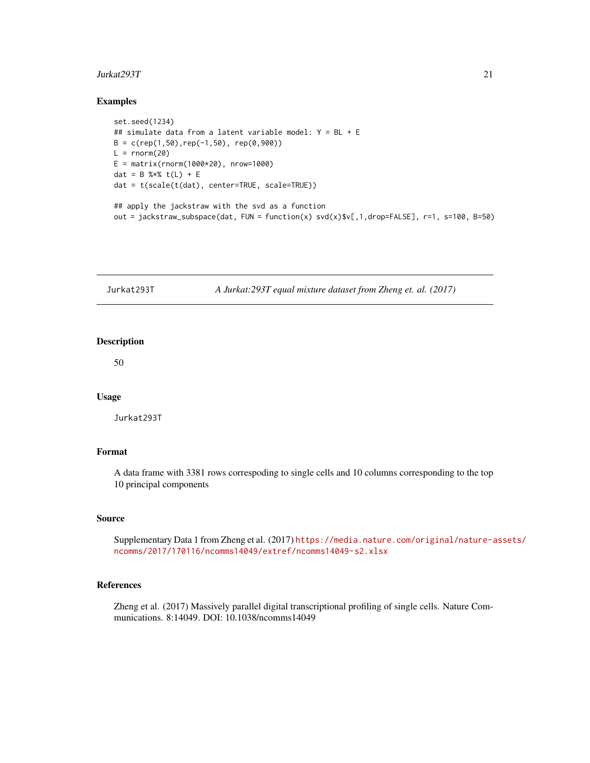### Examples

```
set.seed(1234)
## simulate data from a latent variable model: Y = BL + E
B = c(rep(1,50),rep(-1,50), rep(0,900))
L = rnorm(20)
E = matrix(rnorm(1000*20), nrow=1000)
dat = B %*% t(L) + E
dat = t(scale(t(dat), center=TRUE, scale=TRUE))

## apply the jackstraw with the svd as a function
out = jackstraw_subspace(dat, FUN = function(x) svd(x)$v[,1,drop=FALSE], r=1, s=100, B=50)
```

---

## Jurkat293T — *A Jurkat:293T equal mixture dataset from Zheng et. al. (2017)*

### Description

50

### Usage

```
Jurkat293T
```

### Format

A data frame with 3381 rows correspoding to single cells and 10 columns corresponding to the top 10 principal components

### Source

Supplementary Data 1 from Zheng et al. (2017) https://media.nature.com/original/nature-assets/ncomms/2017/170116/ncomms14049/extref/ncomms14049-s2.xlsx

### References

Zheng et al. (2017) Massively parallel digital transcriptional profiling of single cells. Nature Communications. 8:14049. DOI: 10.1038/ncomms14049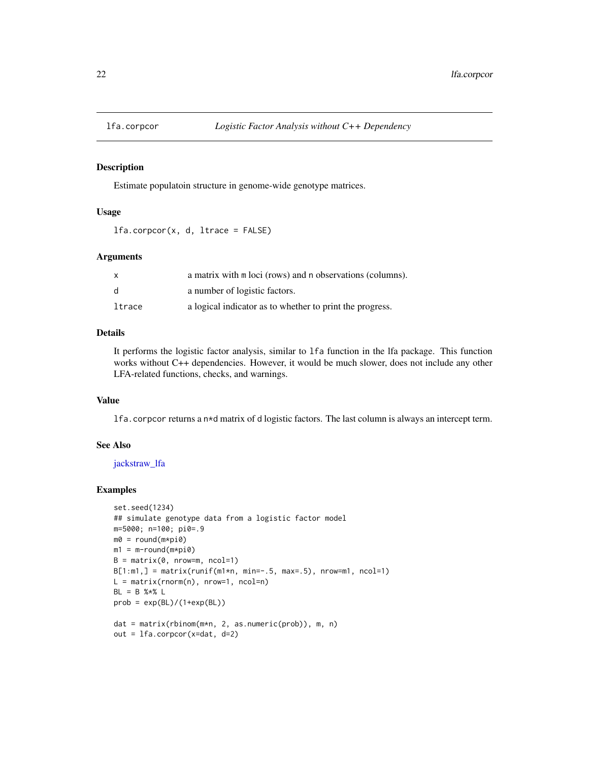## lfa.corpcor — *Logistic Factor Analysis without C++ Dependency*

### Description

Estimate populatoin structure in genome-wide genotype matrices.

### Usage

```
lfa.corpcor(x, d, ltrace = FALSE)
```

### Arguments

| | |
|---|---|
| x | a matrix with m loci (rows) and n observations (columns). |
| d | a number of logistic factors. |
| ltrace | a logical indicator as to whether to print the progress. |

### Details

It performs the logistic factor analysis, similar to `lfa` function in the lfa package. This function works without C++ dependencies. However, it would be much slower, does not include any other LFA-related functions, checks, and warnings.

### Value

`lfa.corpcor` returns a `n*d` matrix of `d` logistic factors. The last column is always an intercept term.

### See Also

jackstraw_lfa

### Examples

```
set.seed(1234)
## simulate genotype data from a logistic factor model
m=5000; n=100; pi0=.9
m0 = round(m*pi0)
m1 = m-round(m*pi0)
B = matrix(0, nrow=m, ncol=1)
B[1:m1,] = matrix(runif(m1*n, min=-.5, max=.5), nrow=m1, ncol=1)
L = matrix(rnorm(n), nrow=1, ncol=n)
BL = B %*% L
prob = exp(BL)/(1+exp(BL))

dat = matrix(rbinom(m*n, 2, as.numeric(prob)), m, n)
out = lfa.corpcor(x=dat, d=2)
```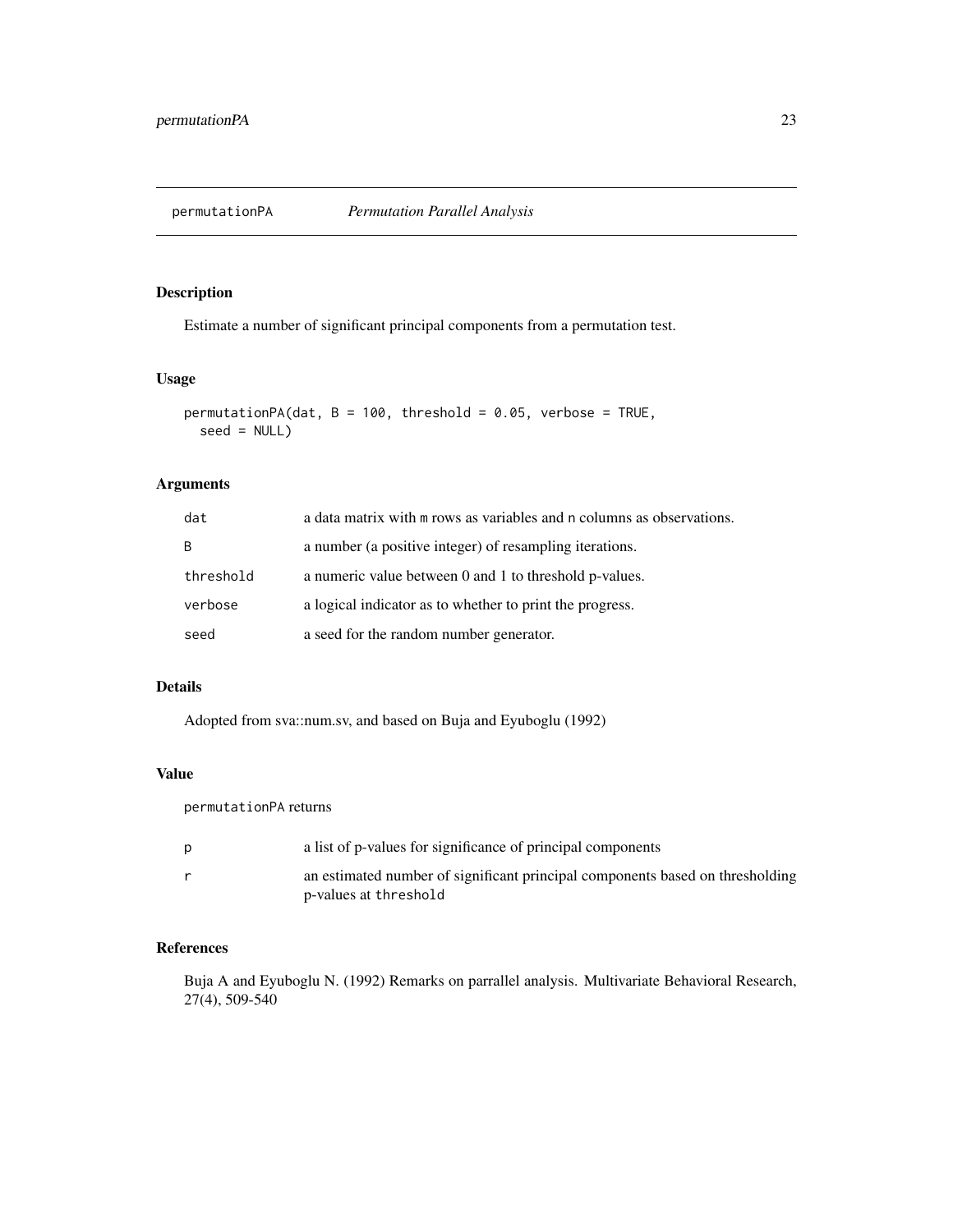# permutationPA *Permutation Parallel Analysis*

## Description

Estimate a number of significant principal components from a permutation test.

## Usage

```
permutationPA(dat, B = 100, threshold = 0.05, verbose = TRUE,
  seed = NULL)
```

## Arguments

| | |
|---|---|
| `dat` | a data matrix with `m` rows as variables and `n` columns as observations. |
| `B` | a number (a positive integer) of resampling iterations. |
| `threshold` | a numeric value between 0 and 1 to threshold p-values. |
| `verbose` | a logical indicator as to whether to print the progress. |
| `seed` | a seed for the random number generator. |

## Details

Adopted from sva::num.sv, and based on Buja and Eyuboglu (1992)

## Value

`permutationPA` returns

| | |
|---|---|
| `p` | a list of p-values for significance of principal components |
| `r` | an estimated number of significant principal components based on thresholding p-values at `threshold` |

## References

Buja A and Eyuboglu N. (1992) Remarks on parrallel analysis. Multivariate Behavioral Research, 27(4), 509-540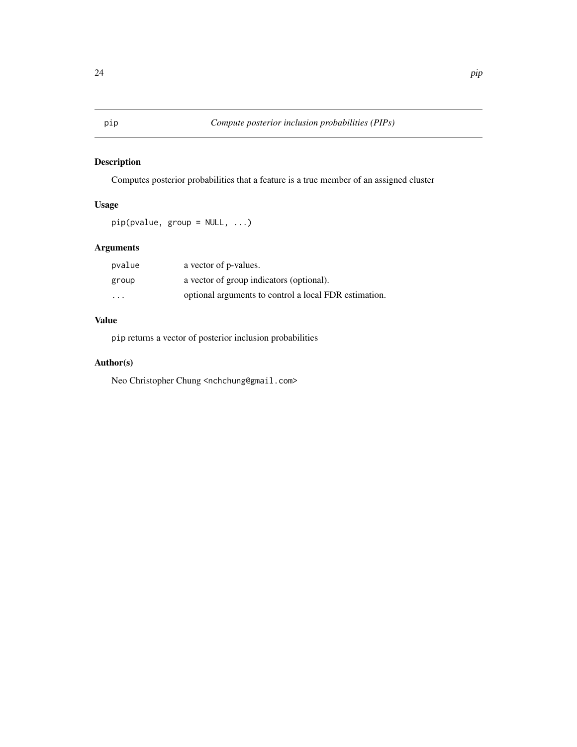pip *Compute posterior inclusion probabilities (PIPs)*

## Description

Computes posterior probabilities that a feature is a true member of an assigned cluster

## Usage

```
pip(pvalue, group = NULL, ...)
```

## Arguments

| | |
|---|---|
| pvalue | a vector of p-values. |
| group | a vector of group indicators (optional). |
| ... | optional arguments to control a local FDR estimation. |

## Value

`pip` returns a vector of posterior inclusion probabilities

## Author(s)

Neo Christopher Chung <nchchung@gmail.com>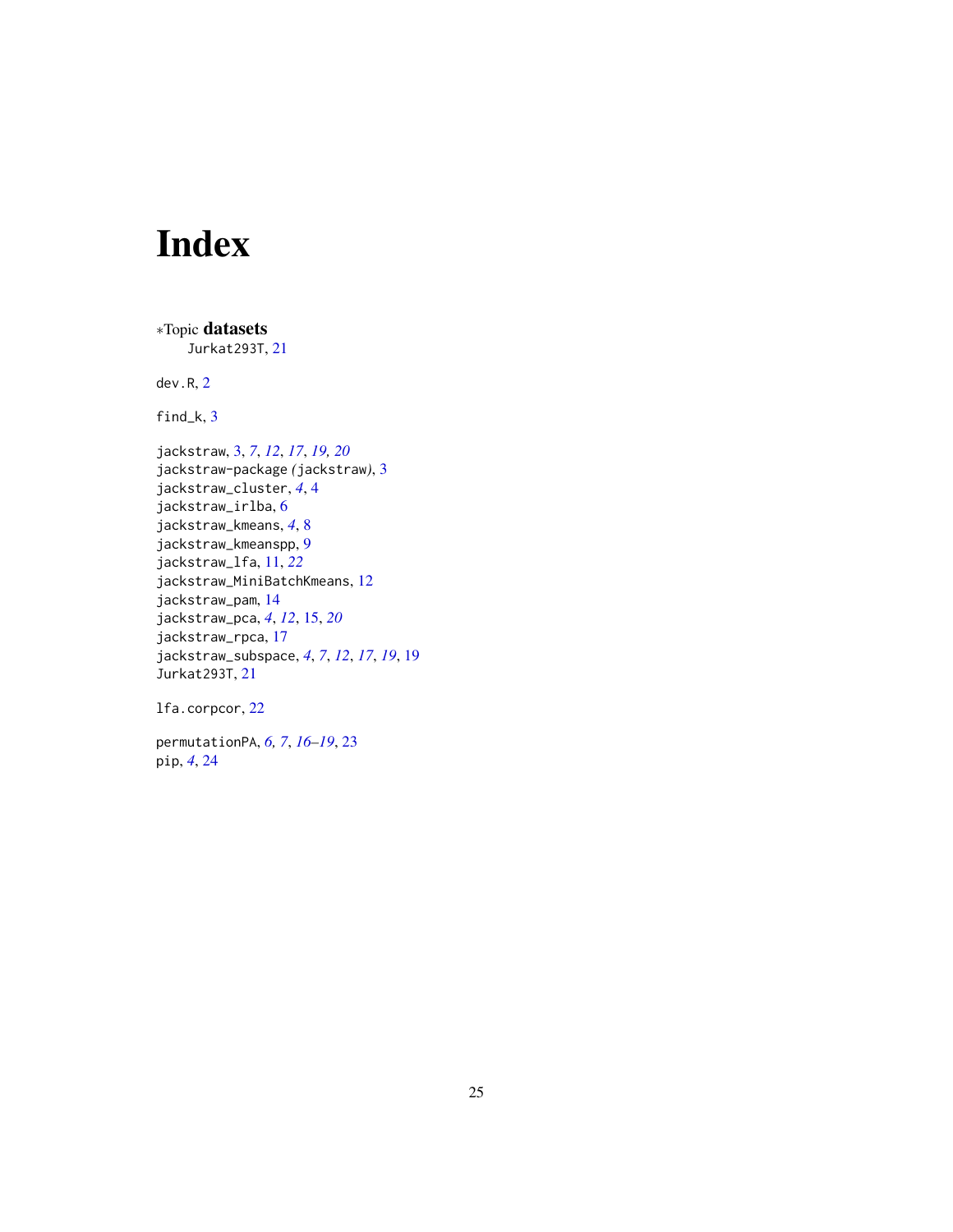# Index

*Topic **datasets**

Jurkat293T, 21

dev.R, 2

find_k, 3

jackstraw, 3, *7*, *12*, *17*, *19, 20*
jackstraw-package *(*jackstraw*)*, 3
jackstraw_cluster, *4*, 4
jackstraw_irlba, 6
jackstraw_kmeans, *4*, 8
jackstraw_kmeanspp, 9
jackstraw_lfa, 11, *22*
jackstraw_MiniBatchKmeans, 12
jackstraw_pam, 14
jackstraw_pca, *4*, *12*, 15, *20*
jackstraw_rpca, 17
jackstraw_subspace, *4*, *7*, *12*, *17*, *19*, 19
Jurkat293T, 21

lfa.corpcor, 22

permutationPA, *6, 7*, *16–19*, 23
pip, *4*, 24